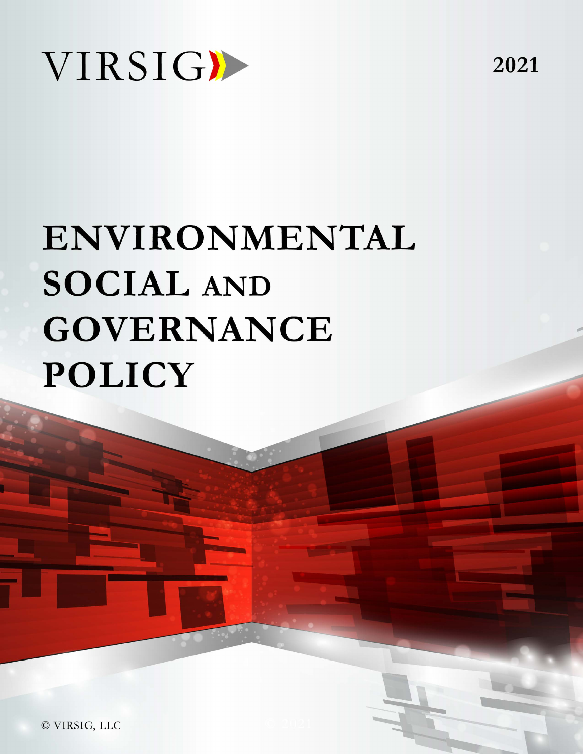VIRSIG

2021

# ENVIRONMENTAL SOCIAL AND GOVERNANCE POLICY

© VIRSIG, LLC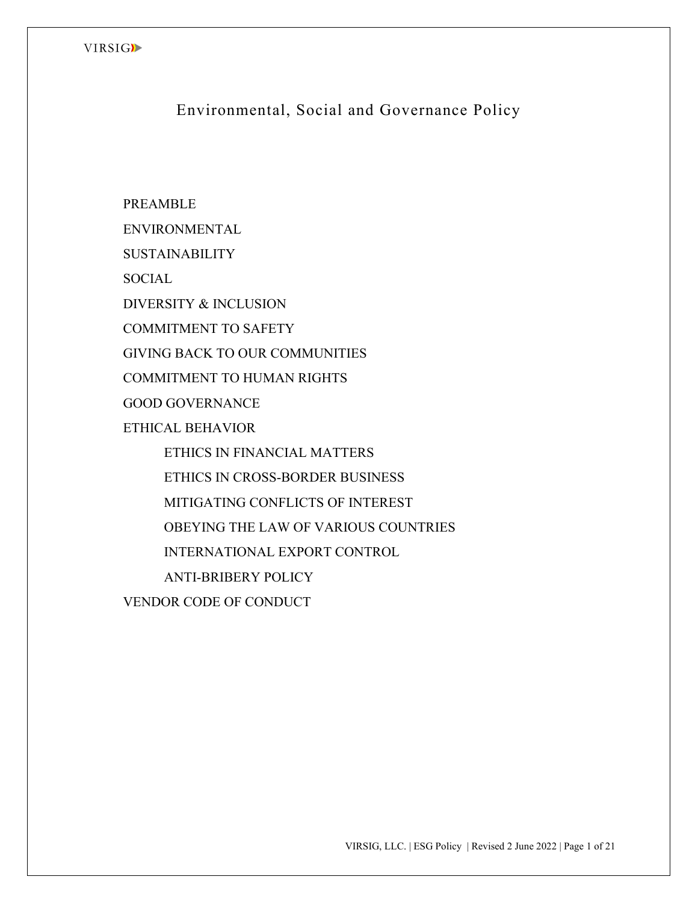# Environmental, Social and Governance Policy

- PREAMBLE
- ENVIRONMENTAL
- SUSTAINABILITY
- SOCIAL
- DIVERSITY & INCLUSION
- COMMITMENT TO SAFETY
- GIVING BACK TO OUR COMMUNITIES
- COMMITMENT TO HUMAN RIGHTS
- GOOD GOVERNANCE
- ETHICAL BEHAVIOR
  - ETHICS IN FINANCIAL MATTERS
  - ETHICS IN CROSS-BORDER BUSINESS
  - MITIGATING CONFLICTS OF INTEREST
  - OBEYING THE LAW OF VARIOUS COUNTRIES
  - INTERNATIONAL EXPORT CONTROL
  - ANTI-BRIBERY POLICY
- VENDOR CODE OF CONDUCT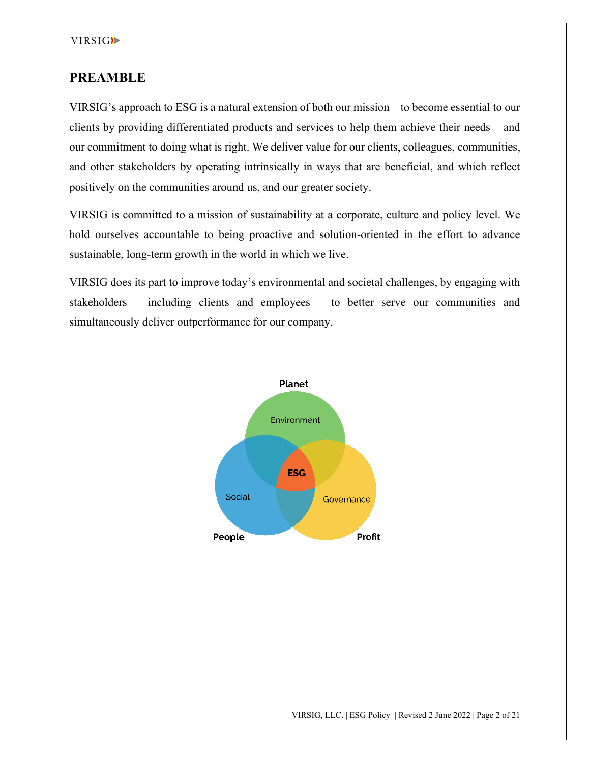## PREAMBLE

VIRSIG's approach to ESG is a natural extension of both our mission – to become essential to our clients by providing differentiated products and services to help them achieve their needs – and our commitment to doing what is right. We deliver value for our clients, colleagues, communities, and other stakeholders by operating intrinsically in ways that are beneficial, and which reflect positively on the communities around us, and our greater society.

VIRSIG is committed to a mission of sustainability at a corporate, culture and policy level. We hold ourselves accountable to being proactive and solution-oriented in the effort to advance sustainable, long-term growth in the world in which we live.

VIRSIG does its part to improve today's environmental and societal challenges, by engaging with stakeholders – including clients and employees – to better serve our communities and simultaneously deliver outperformance for our company.

Planet

Environment

ESG

Social

Governance

People

Profit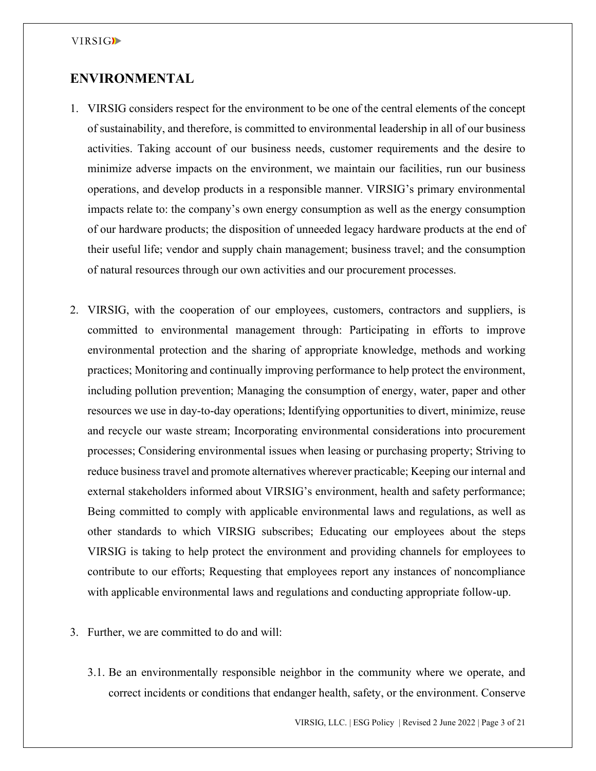## ENVIRONMENTAL

1. VIRSIG considers respect for the environment to be one of the central elements of the concept of sustainability, and therefore, is committed to environmental leadership in all of our business activities. Taking account of our business needs, customer requirements and the desire to minimize adverse impacts on the environment, we maintain our facilities, run our business operations, and develop products in a responsible manner. VIRSIG's primary environmental impacts relate to: the company's own energy consumption as well as the energy consumption of our hardware products; the disposition of unneeded legacy hardware products at the end of their useful life; vendor and supply chain management; business travel; and the consumption of natural resources through our own activities and our procurement processes.

2. VIRSIG, with the cooperation of our employees, customers, contractors and suppliers, is committed to environmental management through: Participating in efforts to improve environmental protection and the sharing of appropriate knowledge, methods and working practices; Monitoring and continually improving performance to help protect the environment, including pollution prevention; Managing the consumption of energy, water, paper and other resources we use in day-to-day operations; Identifying opportunities to divert, minimize, reuse and recycle our waste stream; Incorporating environmental considerations into procurement processes; Considering environmental issues when leasing or purchasing property; Striving to reduce business travel and promote alternatives wherever practicable; Keeping our internal and external stakeholders informed about VIRSIG's environment, health and safety performance; Being committed to comply with applicable environmental laws and regulations, as well as other standards to which VIRSIG subscribes; Educating our employees about the steps VIRSIG is taking to help protect the environment and providing channels for employees to contribute to our efforts; Requesting that employees report any instances of noncompliance with applicable environmental laws and regulations and conducting appropriate follow-up.

3. Further, we are committed to do and will:

   3.1. Be an environmentally responsible neighbor in the community where we operate, and correct incidents or conditions that endanger health, safety, or the environment. Conserve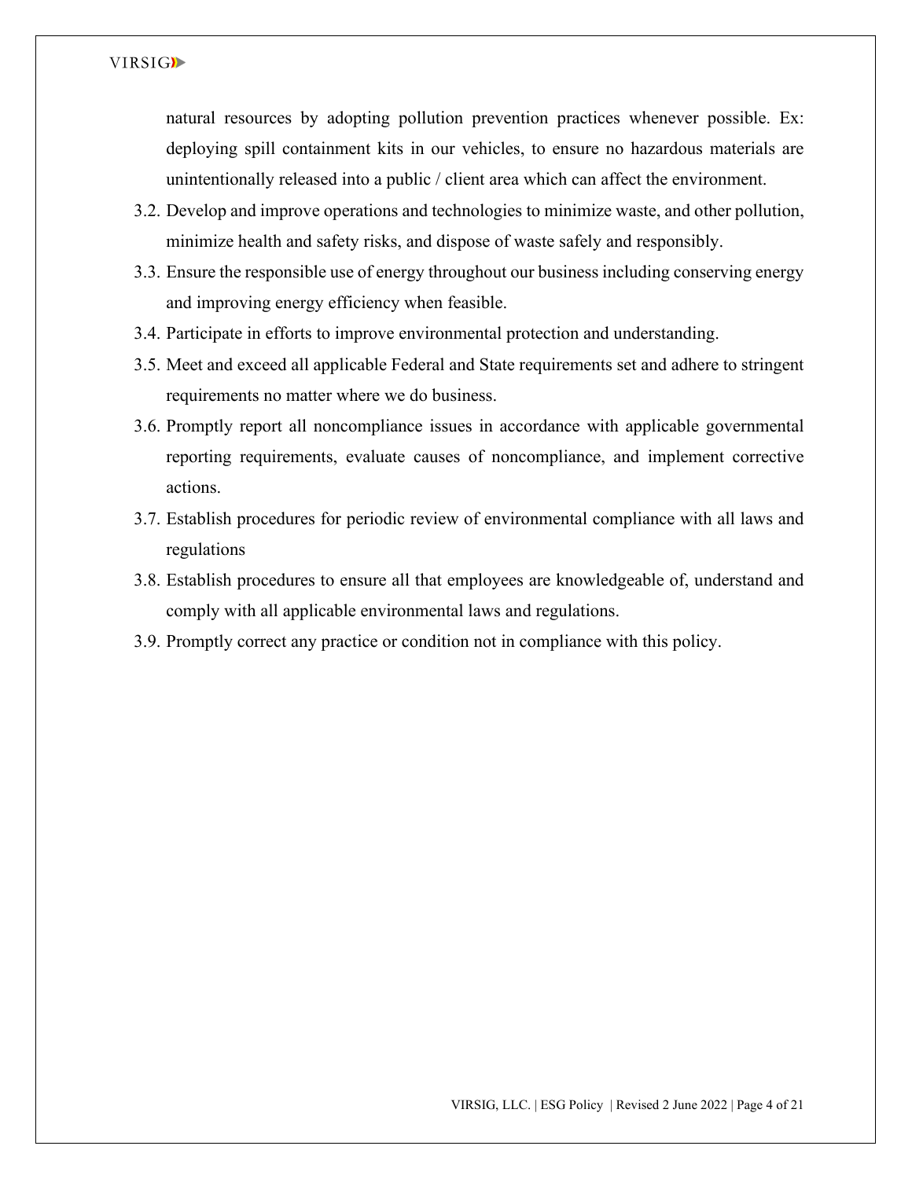natural resources by adopting pollution prevention practices whenever possible. Ex: deploying spill containment kits in our vehicles, to ensure no hazardous materials are unintentionally released into a public / client area which can affect the environment.

3.2. Develop and improve operations and technologies to minimize waste, and other pollution, minimize health and safety risks, and dispose of waste safely and responsibly.

3.3. Ensure the responsible use of energy throughout our business including conserving energy and improving energy efficiency when feasible.

3.4. Participate in efforts to improve environmental protection and understanding.

3.5. Meet and exceed all applicable Federal and State requirements set and adhere to stringent requirements no matter where we do business.

3.6. Promptly report all noncompliance issues in accordance with applicable governmental reporting requirements, evaluate causes of noncompliance, and implement corrective actions.

3.7. Establish procedures for periodic review of environmental compliance with all laws and regulations

3.8. Establish procedures to ensure all that employees are knowledgeable of, understand and comply with all applicable environmental laws and regulations.

3.9. Promptly correct any practice or condition not in compliance with this policy.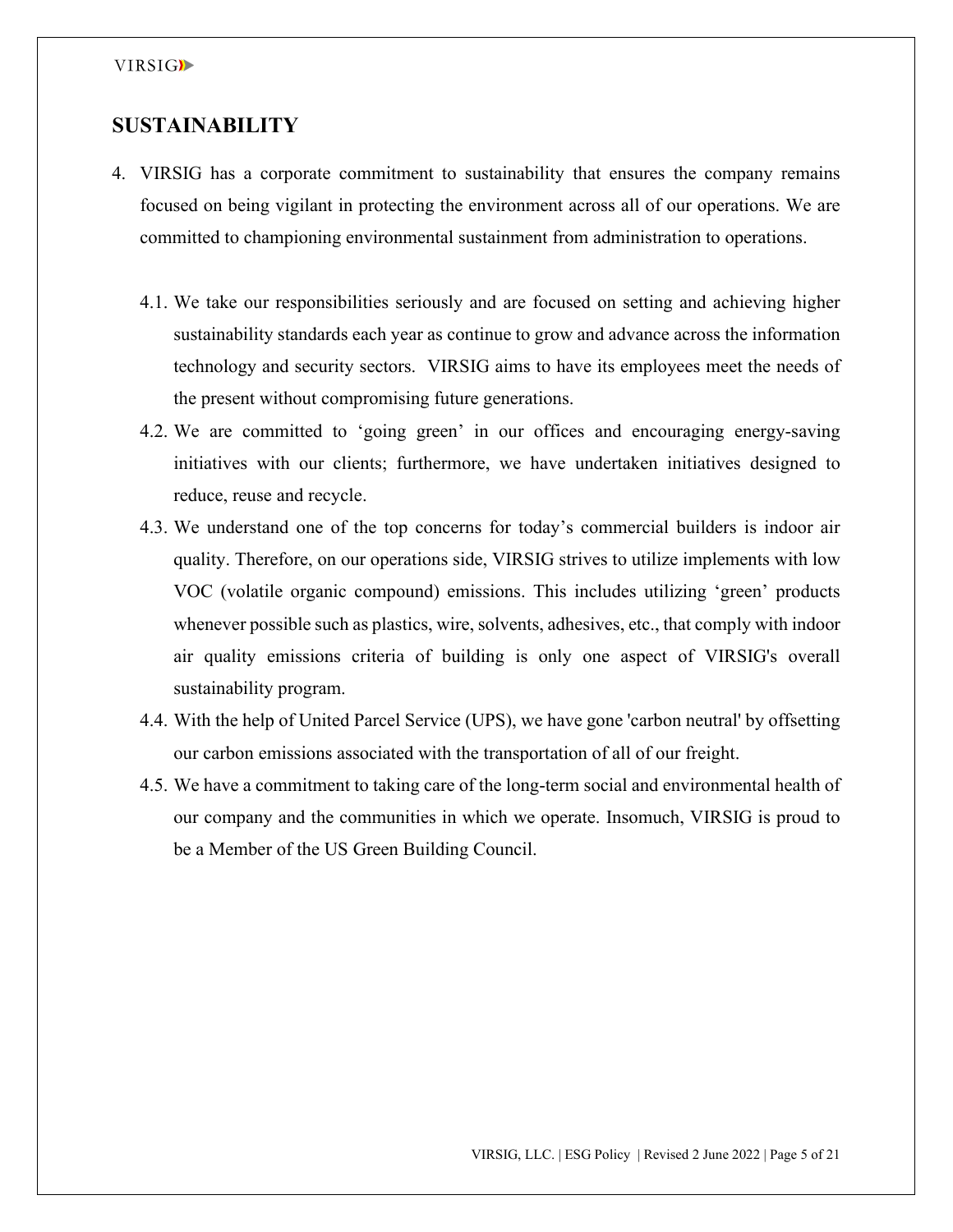## SUSTAINABILITY

4. VIRSIG has a corporate commitment to sustainability that ensures the company remains focused on being vigilant in protecting the environment across all of our operations. We are committed to championing environmental sustainment from administration to operations.

   4.1. We take our responsibilities seriously and are focused on setting and achieving higher sustainability standards each year as continue to grow and advance across the information technology and security sectors. VIRSIG aims to have its employees meet the needs of the present without compromising future generations.

   4.2. We are committed to 'going green' in our offices and encouraging energy-saving initiatives with our clients; furthermore, we have undertaken initiatives designed to reduce, reuse and recycle.

   4.3. We understand one of the top concerns for today's commercial builders is indoor air quality. Therefore, on our operations side, VIRSIG strives to utilize implements with low VOC (volatile organic compound) emissions. This includes utilizing 'green' products whenever possible such as plastics, wire, solvents, adhesives, etc., that comply with indoor air quality emissions criteria of building is only one aspect of VIRSIG's overall sustainability program.

   4.4. With the help of United Parcel Service (UPS), we have gone 'carbon neutral' by offsetting our carbon emissions associated with the transportation of all of our freight.

   4.5. We have a commitment to taking care of the long-term social and environmental health of our company and the communities in which we operate. Insomuch, VIRSIG is proud to be a Member of the US Green Building Council.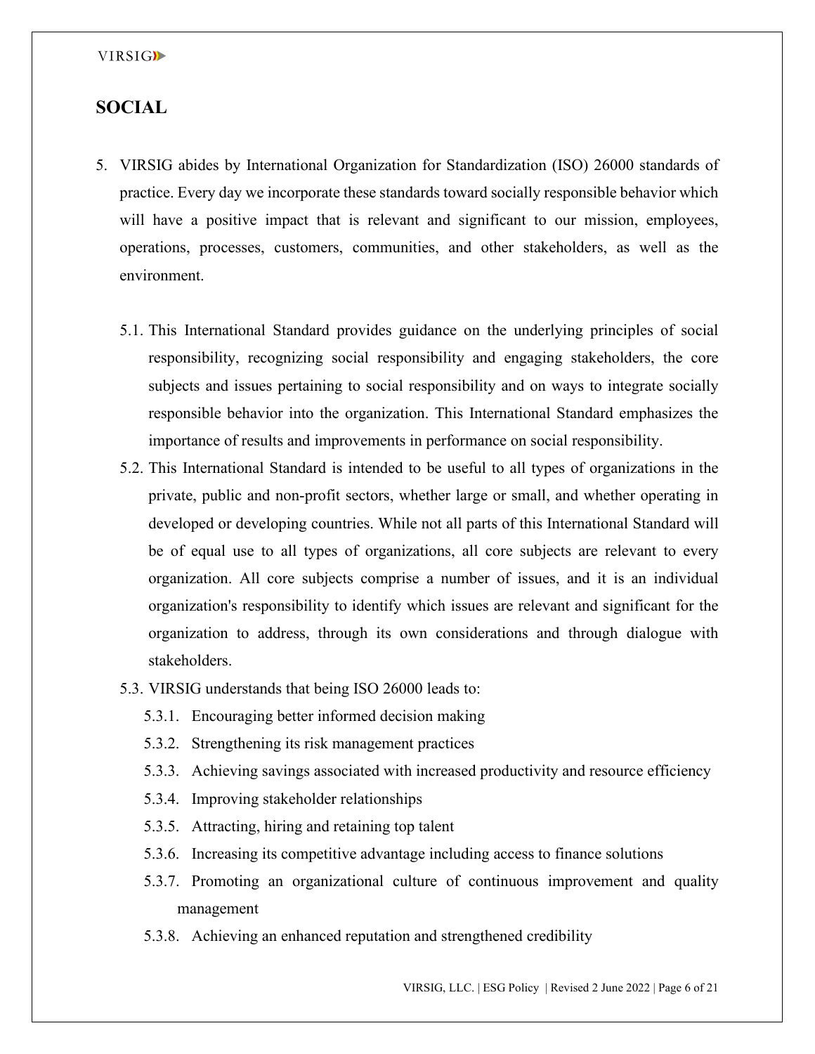## SOCIAL

5. VIRSIG abides by International Organization for Standardization (ISO) 26000 standards of practice. Every day we incorporate these standards toward socially responsible behavior which will have a positive impact that is relevant and significant to our mission, employees, operations, processes, customers, communities, and other stakeholders, as well as the environment.

    5.1. This International Standard provides guidance on the underlying principles of social responsibility, recognizing social responsibility and engaging stakeholders, the core subjects and issues pertaining to social responsibility and on ways to integrate socially responsible behavior into the organization. This International Standard emphasizes the importance of results and improvements in performance on social responsibility.

    5.2. This International Standard is intended to be useful to all types of organizations in the private, public and non-profit sectors, whether large or small, and whether operating in developed or developing countries. While not all parts of this International Standard will be of equal use to all types of organizations, all core subjects are relevant to every organization. All core subjects comprise a number of issues, and it is an individual organization's responsibility to identify which issues are relevant and significant for the organization to address, through its own considerations and through dialogue with stakeholders.

    5.3. VIRSIG understands that being ISO 26000 leads to:

        5.3.1. Encouraging better informed decision making
        5.3.2. Strengthening its risk management practices
        5.3.3. Achieving savings associated with increased productivity and resource efficiency
        5.3.4. Improving stakeholder relationships
        5.3.5. Attracting, hiring and retaining top talent
        5.3.6. Increasing its competitive advantage including access to finance solutions
        5.3.7. Promoting an organizational culture of continuous improvement and quality management
        5.3.8. Achieving an enhanced reputation and strengthened credibility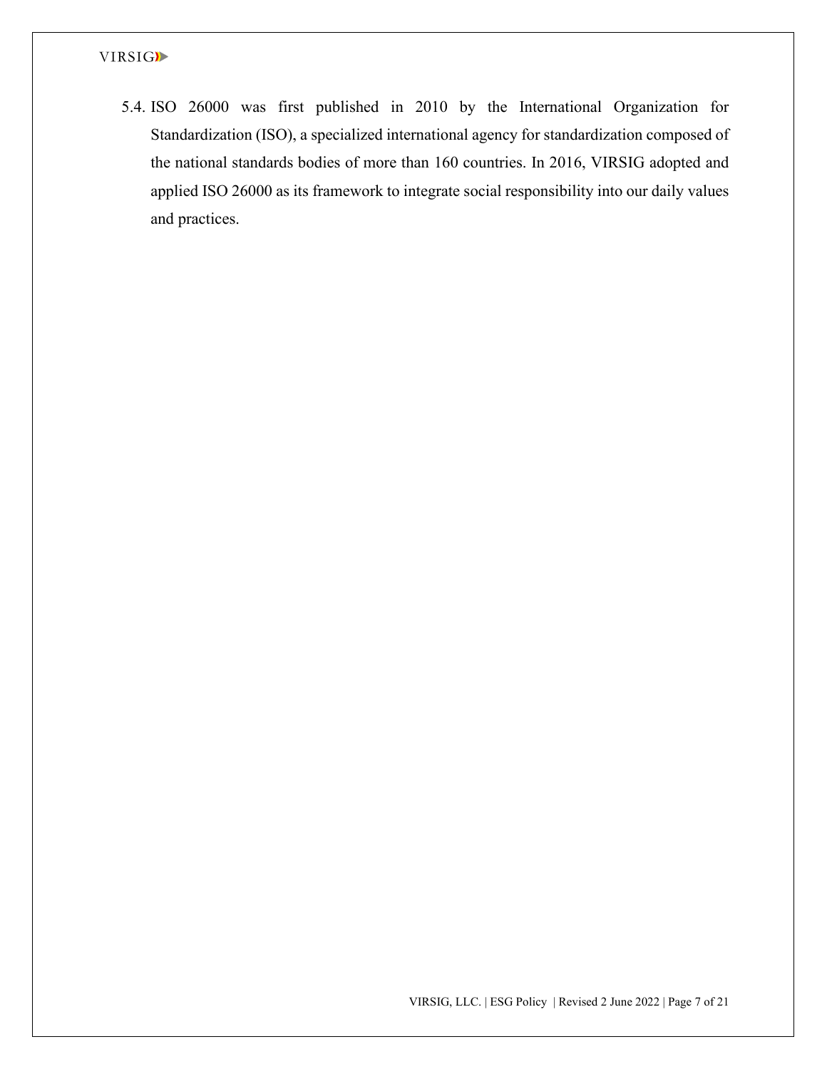5.4. ISO 26000 was first published in 2010 by the International Organization for Standardization (ISO), a specialized international agency for standardization composed of the national standards bodies of more than 160 countries. In 2016, VIRSIG adopted and applied ISO 26000 as its framework to integrate social responsibility into our daily values and practices.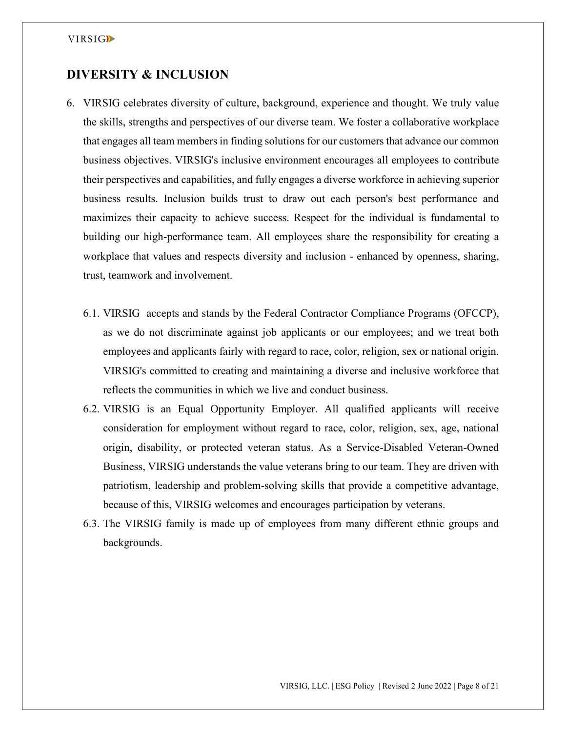## DIVERSITY & INCLUSION

6. VIRSIG celebrates diversity of culture, background, experience and thought. We truly value the skills, strengths and perspectives of our diverse team. We foster a collaborative workplace that engages all team members in finding solutions for our customers that advance our common business objectives. VIRSIG's inclusive environment encourages all employees to contribute their perspectives and capabilities, and fully engages a diverse workforce in achieving superior business results. Inclusion builds trust to draw out each person's best performance and maximizes their capacity to achieve success. Respect for the individual is fundamental to building our high-performance team. All employees share the responsibility for creating a workplace that values and respects diversity and inclusion - enhanced by openness, sharing, trust, teamwork and involvement.

   6.1. VIRSIG accepts and stands by the Federal Contractor Compliance Programs (OFCCP), as we do not discriminate against job applicants or our employees; and we treat both employees and applicants fairly with regard to race, color, religion, sex or national origin. VIRSIG's committed to creating and maintaining a diverse and inclusive workforce that reflects the communities in which we live and conduct business.

   6.2. VIRSIG is an Equal Opportunity Employer. All qualified applicants will receive consideration for employment without regard to race, color, religion, sex, age, national origin, disability, or protected veteran status. As a Service-Disabled Veteran-Owned Business, VIRSIG understands the value veterans bring to our team. They are driven with patriotism, leadership and problem-solving skills that provide a competitive advantage, because of this, VIRSIG welcomes and encourages participation by veterans.

   6.3. The VIRSIG family is made up of employees from many different ethnic groups and backgrounds.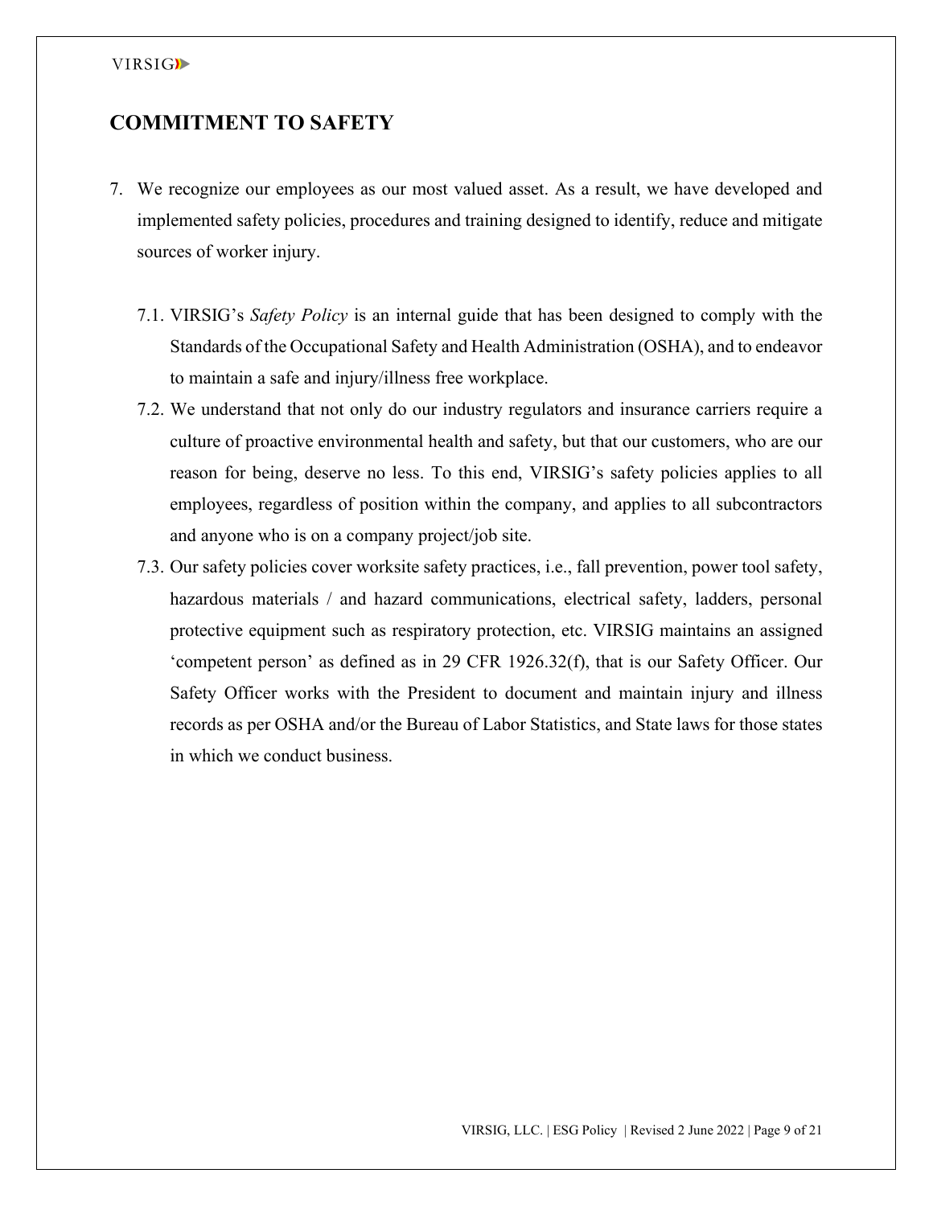## COMMITMENT TO SAFETY

7. We recognize our employees as our most valued asset. As a result, we have developed and implemented safety policies, procedures and training designed to identify, reduce and mitigate sources of worker injury.

   7.1. VIRSIG's *Safety Policy* is an internal guide that has been designed to comply with the Standards of the Occupational Safety and Health Administration (OSHA), and to endeavor to maintain a safe and injury/illness free workplace.

   7.2. We understand that not only do our industry regulators and insurance carriers require a culture of proactive environmental health and safety, but that our customers, who are our reason for being, deserve no less. To this end, VIRSIG's safety policies applies to all employees, regardless of position within the company, and applies to all subcontractors and anyone who is on a company project/job site.

   7.3. Our safety policies cover worksite safety practices, i.e., fall prevention, power tool safety, hazardous materials / and hazard communications, electrical safety, ladders, personal protective equipment such as respiratory protection, etc. VIRSIG maintains an assigned 'competent person' as defined as in 29 CFR 1926.32(f), that is our Safety Officer. Our Safety Officer works with the President to document and maintain injury and illness records as per OSHA and/or the Bureau of Labor Statistics, and State laws for those states in which we conduct business.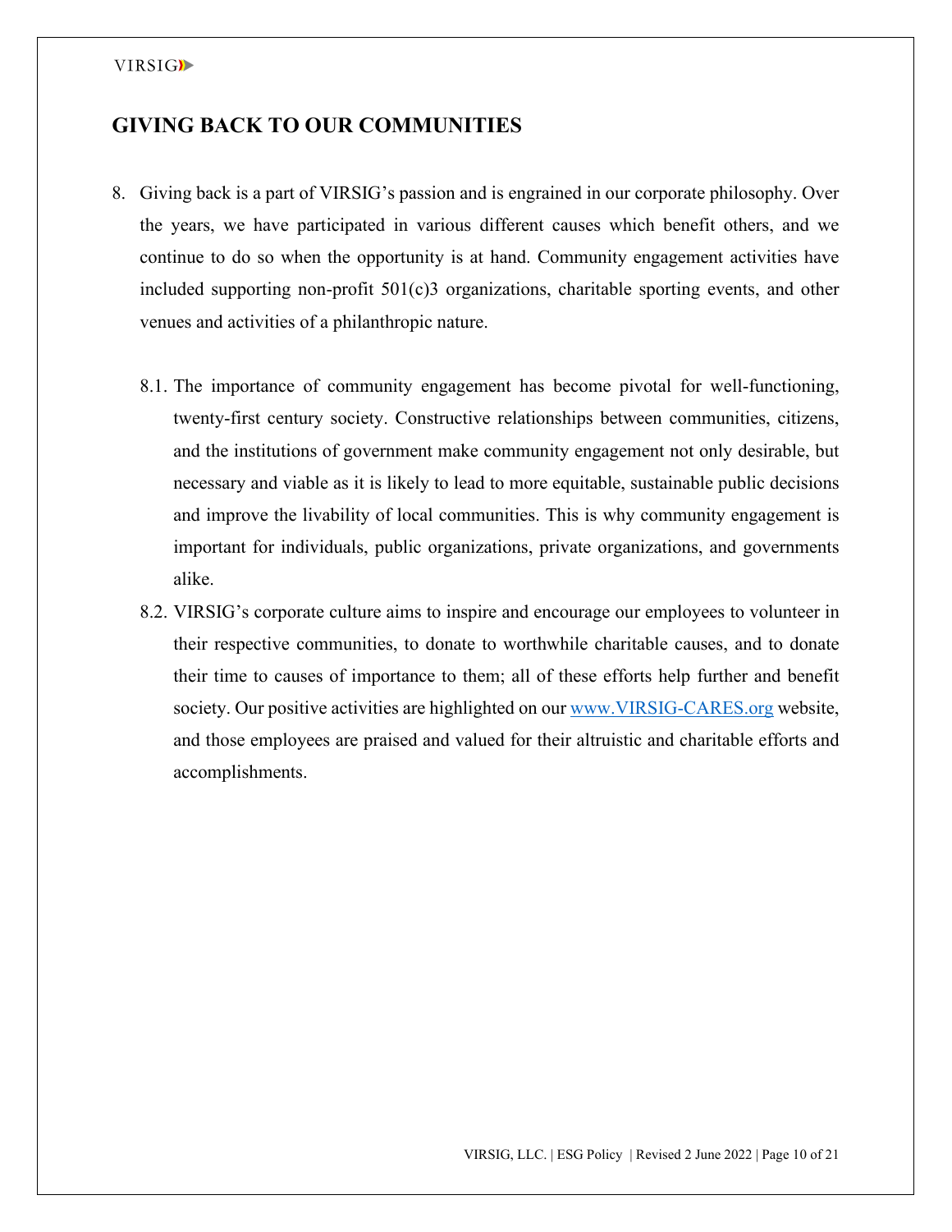## GIVING BACK TO OUR COMMUNITIES

8. Giving back is a part of VIRSIG's passion and is engrained in our corporate philosophy. Over the years, we have participated in various different causes which benefit others, and we continue to do so when the opportunity is at hand. Community engagement activities have included supporting non-profit 501(c)3 organizations, charitable sporting events, and other venues and activities of a philanthropic nature.

   8.1. The importance of community engagement has become pivotal for well-functioning, twenty-first century society. Constructive relationships between communities, citizens, and the institutions of government make community engagement not only desirable, but necessary and viable as it is likely to lead to more equitable, sustainable public decisions and improve the livability of local communities. This is why community engagement is important for individuals, public organizations, private organizations, and governments alike.

   8.2. VIRSIG's corporate culture aims to inspire and encourage our employees to volunteer in their respective communities, to donate to worthwhile charitable causes, and to donate their time to causes of importance to them; all of these efforts help further and benefit society. Our positive activities are highlighted on our [www.VIRSIG-CARES.org](http://www.VIRSIG-CARES.org) website, and those employees are praised and valued for their altruistic and charitable efforts and accomplishments.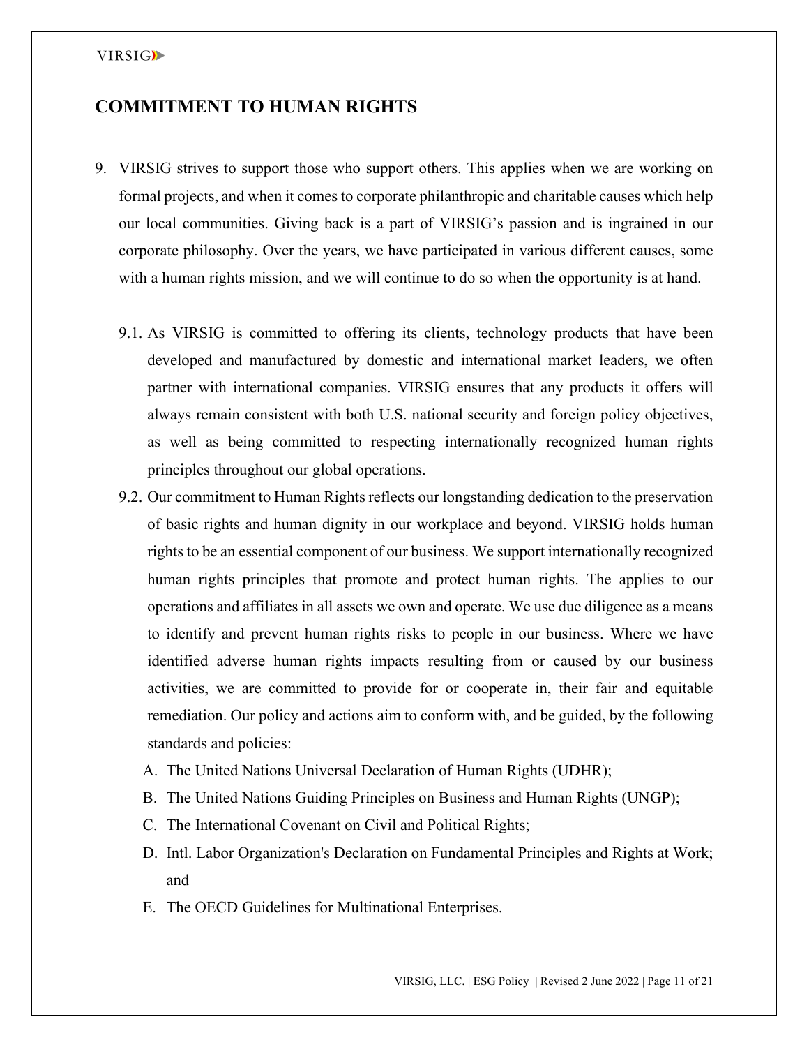## COMMITMENT TO HUMAN RIGHTS

9. VIRSIG strives to support those who support others. This applies when we are working on formal projects, and when it comes to corporate philanthropic and charitable causes which help our local communities. Giving back is a part of VIRSIG's passion and is ingrained in our corporate philosophy. Over the years, we have participated in various different causes, some with a human rights mission, and we will continue to do so when the opportunity is at hand.

    9.1. As VIRSIG is committed to offering its clients, technology products that have been developed and manufactured by domestic and international market leaders, we often partner with international companies. VIRSIG ensures that any products it offers will always remain consistent with both U.S. national security and foreign policy objectives, as well as being committed to respecting internationally recognized human rights principles throughout our global operations.

    9.2. Our commitment to Human Rights reflects our longstanding dedication to the preservation of basic rights and human dignity in our workplace and beyond. VIRSIG holds human rights to be an essential component of our business. We support internationally recognized human rights principles that promote and protect human rights. The applies to our operations and affiliates in all assets we own and operate. We use due diligence as a means to identify and prevent human rights risks to people in our business. Where we have identified adverse human rights impacts resulting from or caused by our business activities, we are committed to provide for or cooperate in, their fair and equitable remediation. Our policy and actions aim to conform with, and be guided, by the following standards and policies:

        A. The United Nations Universal Declaration of Human Rights (UDHR);
        B. The United Nations Guiding Principles on Business and Human Rights (UNGP);
        C. The International Covenant on Civil and Political Rights;
        D. Intl. Labor Organization's Declaration on Fundamental Principles and Rights at Work; and
        E. The OECD Guidelines for Multinational Enterprises.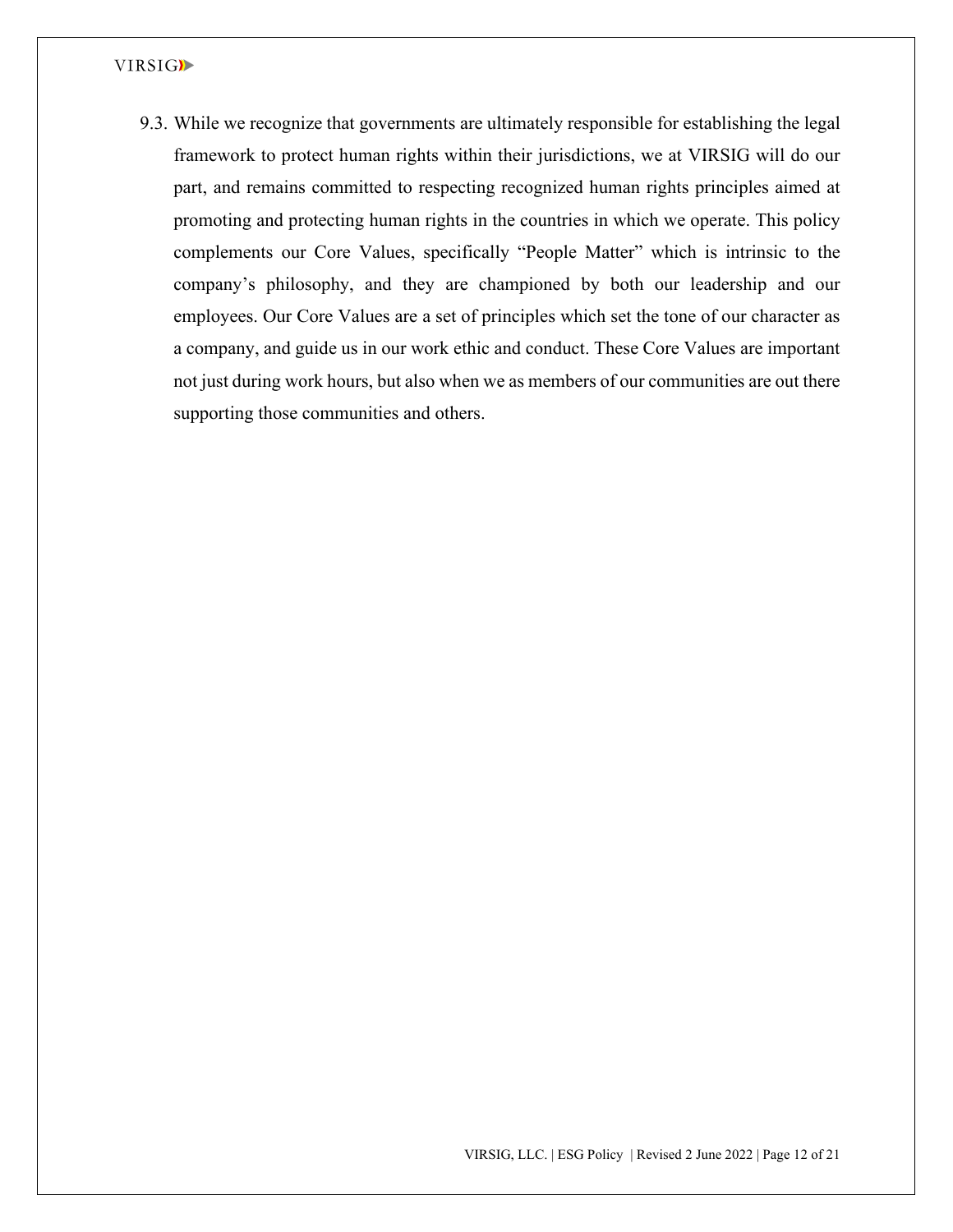9.3. While we recognize that governments are ultimately responsible for establishing the legal framework to protect human rights within their jurisdictions, we at VIRSIG will do our part, and remains committed to respecting recognized human rights principles aimed at promoting and protecting human rights in the countries in which we operate. This policy complements our Core Values, specifically "People Matter" which is intrinsic to the company's philosophy, and they are championed by both our leadership and our employees. Our Core Values are a set of principles which set the tone of our character as a company, and guide us in our work ethic and conduct. These Core Values are important not just during work hours, but also when we as members of our communities are out there supporting those communities and others.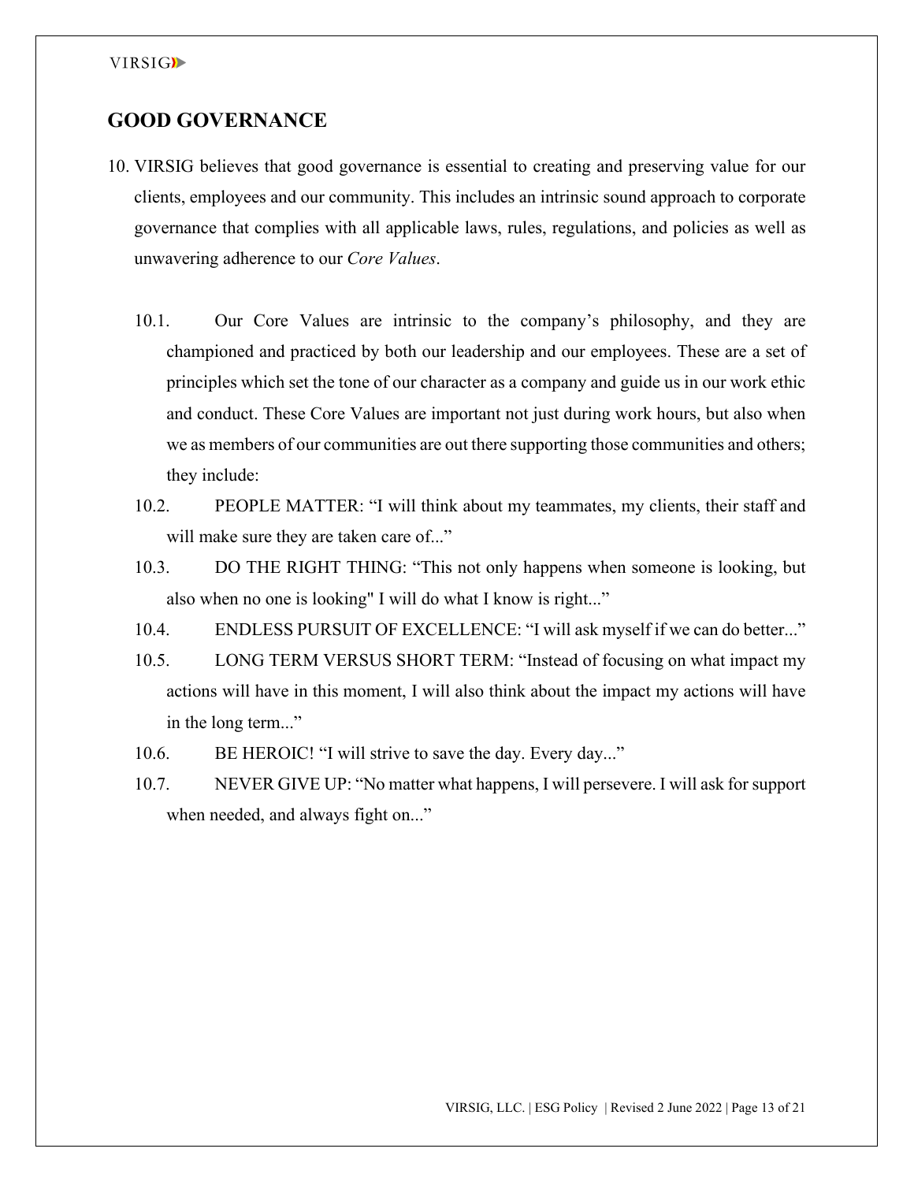## GOOD GOVERNANCE

10. VIRSIG believes that good governance is essential to creating and preserving value for our clients, employees and our community. This includes an intrinsic sound approach to corporate governance that complies with all applicable laws, rules, regulations, and policies as well as unwavering adherence to our *Core Values*.

    10.1. Our Core Values are intrinsic to the company's philosophy, and they are championed and practiced by both our leadership and our employees. These are a set of principles which set the tone of our character as a company and guide us in our work ethic and conduct. These Core Values are important not just during work hours, but also when we as members of our communities are out there supporting those communities and others; they include:

    10.2. PEOPLE MATTER: "I will think about my teammates, my clients, their staff and will make sure they are taken care of..."

    10.3. DO THE RIGHT THING: "This not only happens when someone is looking, but also when no one is looking" I will do what I know is right..."

    10.4. ENDLESS PURSUIT OF EXCELLENCE: "I will ask myself if we can do better..."

    10.5. LONG TERM VERSUS SHORT TERM: "Instead of focusing on what impact my actions will have in this moment, I will also think about the impact my actions will have in the long term..."

    10.6. BE HEROIC! "I will strive to save the day. Every day..."

    10.7. NEVER GIVE UP: "No matter what happens, I will persevere. I will ask for support when needed, and always fight on..."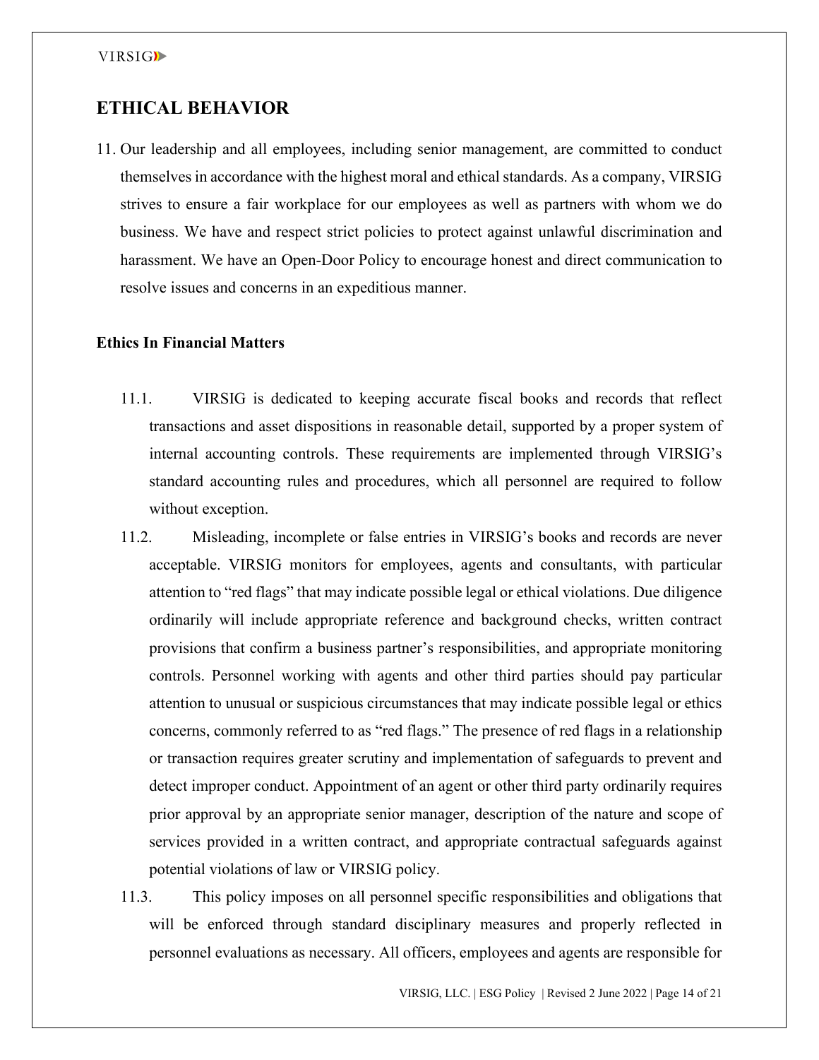## ETHICAL BEHAVIOR

11. Our leadership and all employees, including senior management, are committed to conduct themselves in accordance with the highest moral and ethical standards. As a company, VIRSIG strives to ensure a fair workplace for our employees as well as partners with whom we do business. We have and respect strict policies to protect against unlawful discrimination and harassment. We have an Open-Door Policy to encourage honest and direct communication to resolve issues and concerns in an expeditious manner.

### Ethics In Financial Matters

11.1. VIRSIG is dedicated to keeping accurate fiscal books and records that reflect transactions and asset dispositions in reasonable detail, supported by a proper system of internal accounting controls. These requirements are implemented through VIRSIG's standard accounting rules and procedures, which all personnel are required to follow without exception.

11.2. Misleading, incomplete or false entries in VIRSIG's books and records are never acceptable. VIRSIG monitors for employees, agents and consultants, with particular attention to "red flags" that may indicate possible legal or ethical violations. Due diligence ordinarily will include appropriate reference and background checks, written contract provisions that confirm a business partner's responsibilities, and appropriate monitoring controls. Personnel working with agents and other third parties should pay particular attention to unusual or suspicious circumstances that may indicate possible legal or ethics concerns, commonly referred to as "red flags." The presence of red flags in a relationship or transaction requires greater scrutiny and implementation of safeguards to prevent and detect improper conduct. Appointment of an agent or other third party ordinarily requires prior approval by an appropriate senior manager, description of the nature and scope of services provided in a written contract, and appropriate contractual safeguards against potential violations of law or VIRSIG policy.

11.3. This policy imposes on all personnel specific responsibilities and obligations that will be enforced through standard disciplinary measures and properly reflected in personnel evaluations as necessary. All officers, employees and agents are responsible for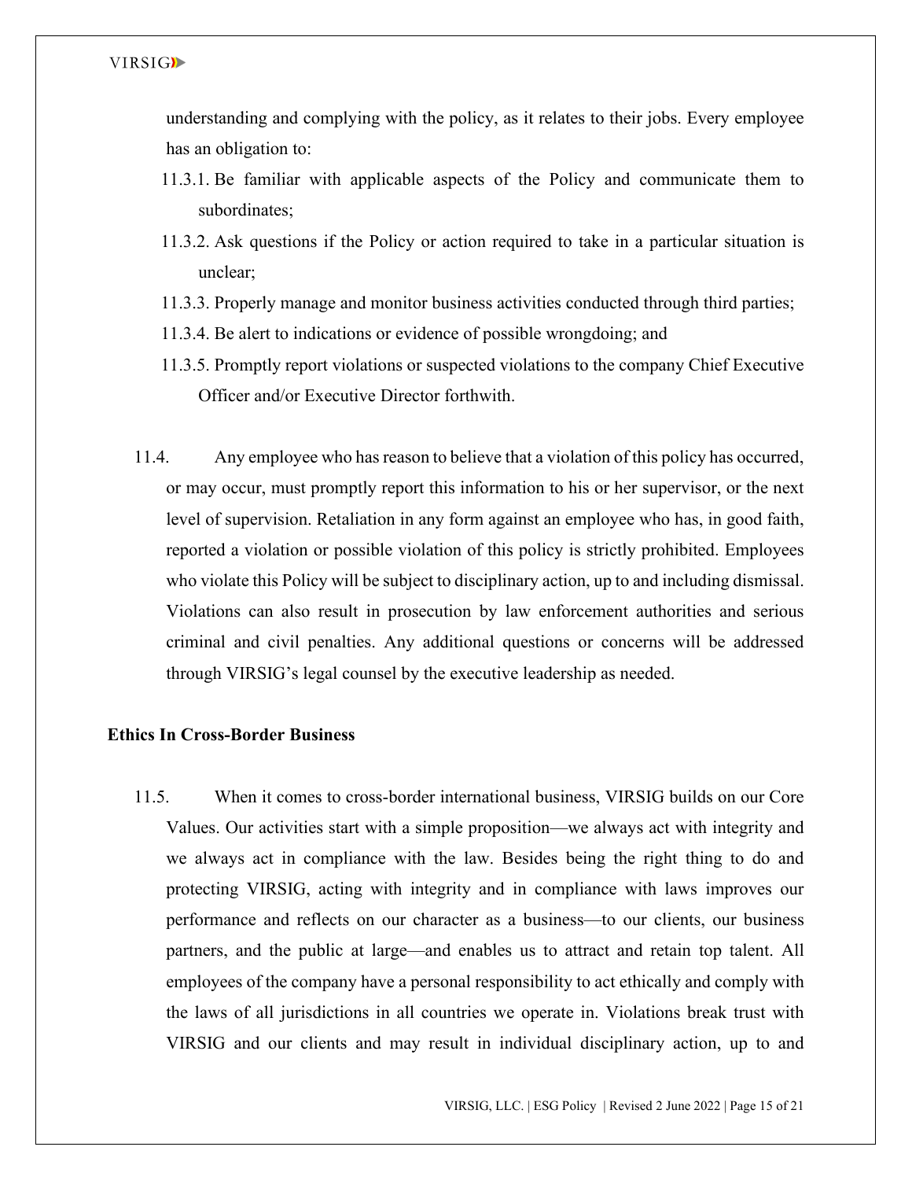understanding and complying with the policy, as it relates to their jobs. Every employee has an obligation to:

- 11.3.1. Be familiar with applicable aspects of the Policy and communicate them to subordinates;
- 11.3.2. Ask questions if the Policy or action required to take in a particular situation is unclear;
- 11.3.3. Properly manage and monitor business activities conducted through third parties;
- 11.3.4. Be alert to indications or evidence of possible wrongdoing; and
- 11.3.5. Promptly report violations or suspected violations to the company Chief Executive Officer and/or Executive Director forthwith.

11.4. Any employee who has reason to believe that a violation of this policy has occurred, or may occur, must promptly report this information to his or her supervisor, or the next level of supervision. Retaliation in any form against an employee who has, in good faith, reported a violation or possible violation of this policy is strictly prohibited. Employees who violate this Policy will be subject to disciplinary action, up to and including dismissal. Violations can also result in prosecution by law enforcement authorities and serious criminal and civil penalties. Any additional questions or concerns will be addressed through VIRSIG's legal counsel by the executive leadership as needed.

**Ethics In Cross-Border Business**

11.5. When it comes to cross-border international business, VIRSIG builds on our Core Values. Our activities start with a simple proposition—we always act with integrity and we always act in compliance with the law. Besides being the right thing to do and protecting VIRSIG, acting with integrity and in compliance with laws improves our performance and reflects on our character as a business—to our clients, our business partners, and the public at large—and enables us to attract and retain top talent. All employees of the company have a personal responsibility to act ethically and comply with the laws of all jurisdictions in all countries we operate in. Violations break trust with VIRSIG and our clients and may result in individual disciplinary action, up to and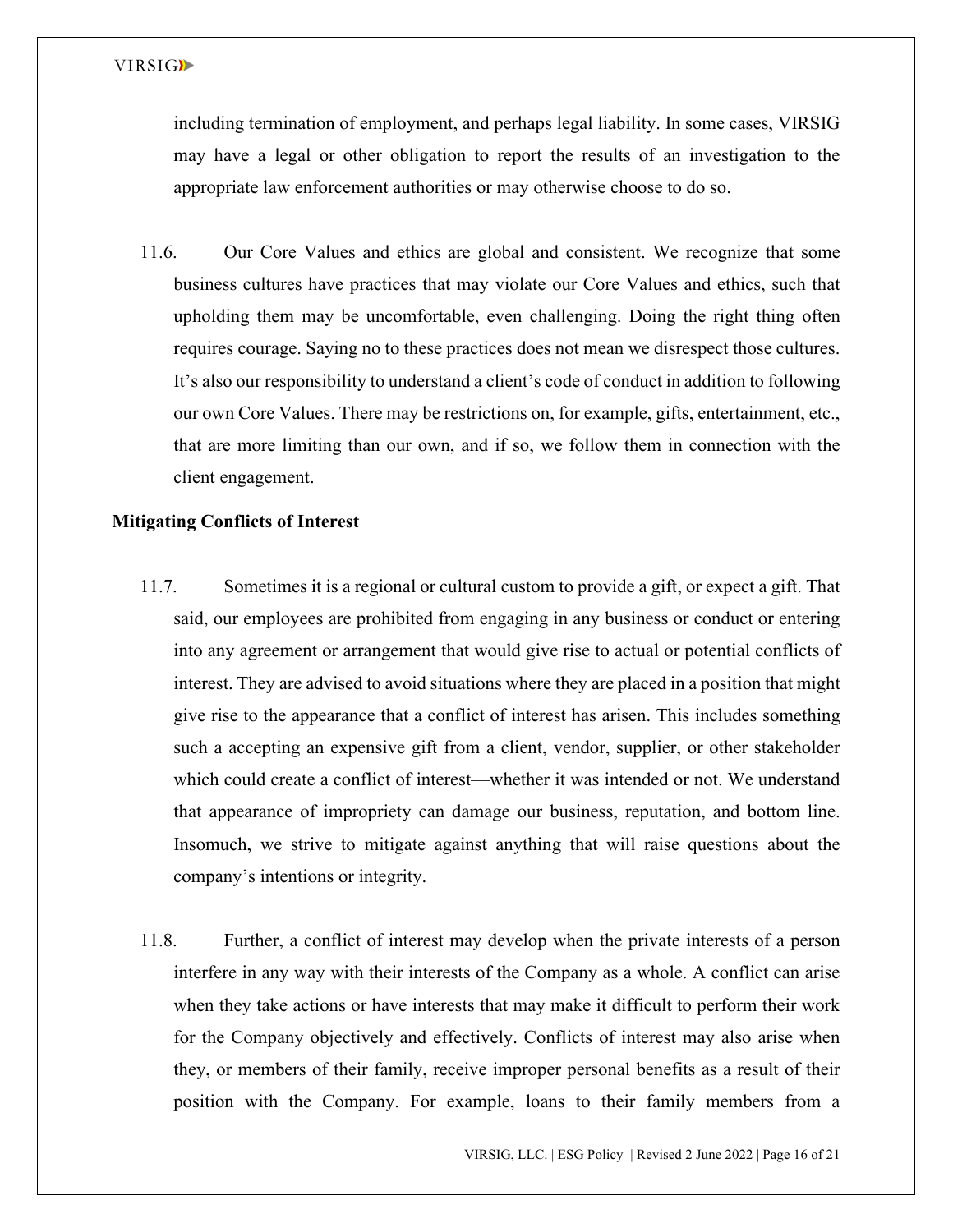including termination of employment, and perhaps legal liability. In some cases, VIRSIG may have a legal or other obligation to report the results of an investigation to the appropriate law enforcement authorities or may otherwise choose to do so.

11.6. Our Core Values and ethics are global and consistent. We recognize that some business cultures have practices that may violate our Core Values and ethics, such that upholding them may be uncomfortable, even challenging. Doing the right thing often requires courage. Saying no to these practices does not mean we disrespect those cultures. It's also our responsibility to understand a client's code of conduct in addition to following our own Core Values. There may be restrictions on, for example, gifts, entertainment, etc., that are more limiting than our own, and if so, we follow them in connection with the client engagement.

**Mitigating Conflicts of Interest**

11.7. Sometimes it is a regional or cultural custom to provide a gift, or expect a gift. That said, our employees are prohibited from engaging in any business or conduct or entering into any agreement or arrangement that would give rise to actual or potential conflicts of interest. They are advised to avoid situations where they are placed in a position that might give rise to the appearance that a conflict of interest has arisen. This includes something such a accepting an expensive gift from a client, vendor, supplier, or other stakeholder which could create a conflict of interest—whether it was intended or not. We understand that appearance of impropriety can damage our business, reputation, and bottom line. Insomuch, we strive to mitigate against anything that will raise questions about the company's intentions or integrity.

11.8. Further, a conflict of interest may develop when the private interests of a person interfere in any way with their interests of the Company as a whole. A conflict can arise when they take actions or have interests that may make it difficult to perform their work for the Company objectively and effectively. Conflicts of interest may also arise when they, or members of their family, receive improper personal benefits as a result of their position with the Company. For example, loans to their family members from a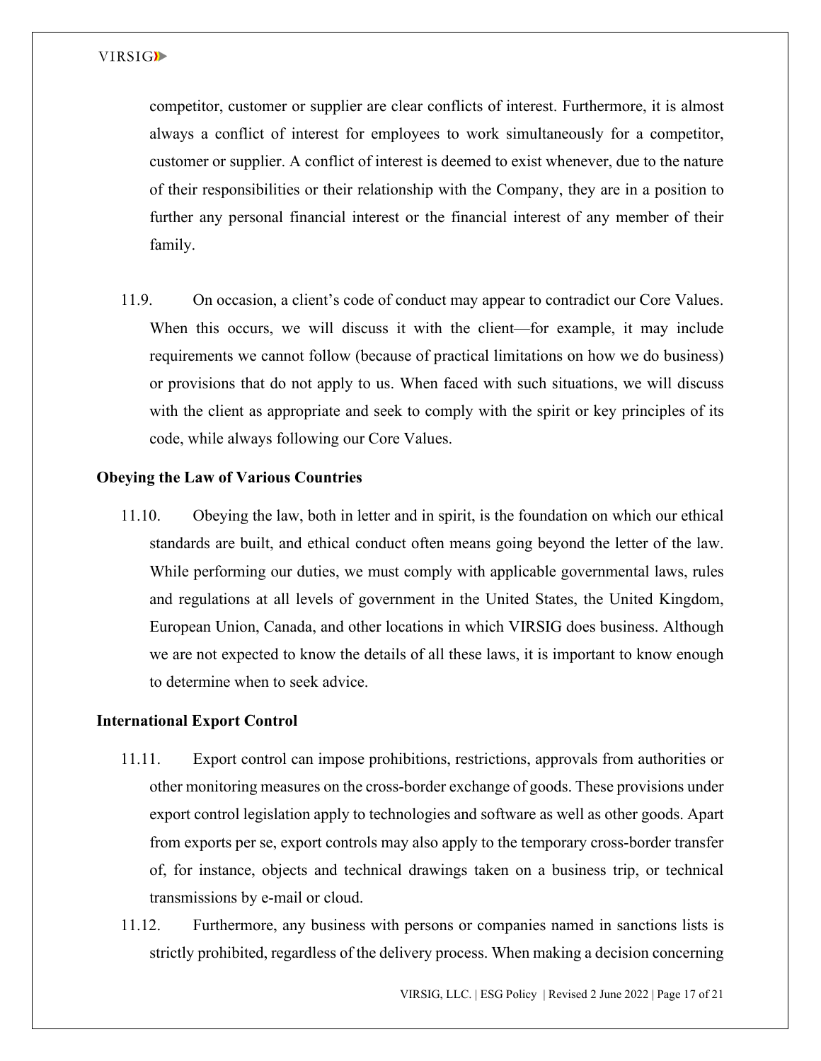competitor, customer or supplier are clear conflicts of interest. Furthermore, it is almost always a conflict of interest for employees to work simultaneously for a competitor, customer or supplier. A conflict of interest is deemed to exist whenever, due to the nature of their responsibilities or their relationship with the Company, they are in a position to further any personal financial interest or the financial interest of any member of their family.

11.9. On occasion, a client's code of conduct may appear to contradict our Core Values. When this occurs, we will discuss it with the client—for example, it may include requirements we cannot follow (because of practical limitations on how we do business) or provisions that do not apply to us. When faced with such situations, we will discuss with the client as appropriate and seek to comply with the spirit or key principles of its code, while always following our Core Values.

**Obeying the Law of Various Countries**

11.10. Obeying the law, both in letter and in spirit, is the foundation on which our ethical standards are built, and ethical conduct often means going beyond the letter of the law. While performing our duties, we must comply with applicable governmental laws, rules and regulations at all levels of government in the United States, the United Kingdom, European Union, Canada, and other locations in which VIRSIG does business. Although we are not expected to know the details of all these laws, it is important to know enough to determine when to seek advice.

**International Export Control**

11.11. Export control can impose prohibitions, restrictions, approvals from authorities or other monitoring measures on the cross-border exchange of goods. These provisions under export control legislation apply to technologies and software as well as other goods. Apart from exports per se, export controls may also apply to the temporary cross-border transfer of, for instance, objects and technical drawings taken on a business trip, or technical transmissions by e-mail or cloud.

11.12. Furthermore, any business with persons or companies named in sanctions lists is strictly prohibited, regardless of the delivery process. When making a decision concerning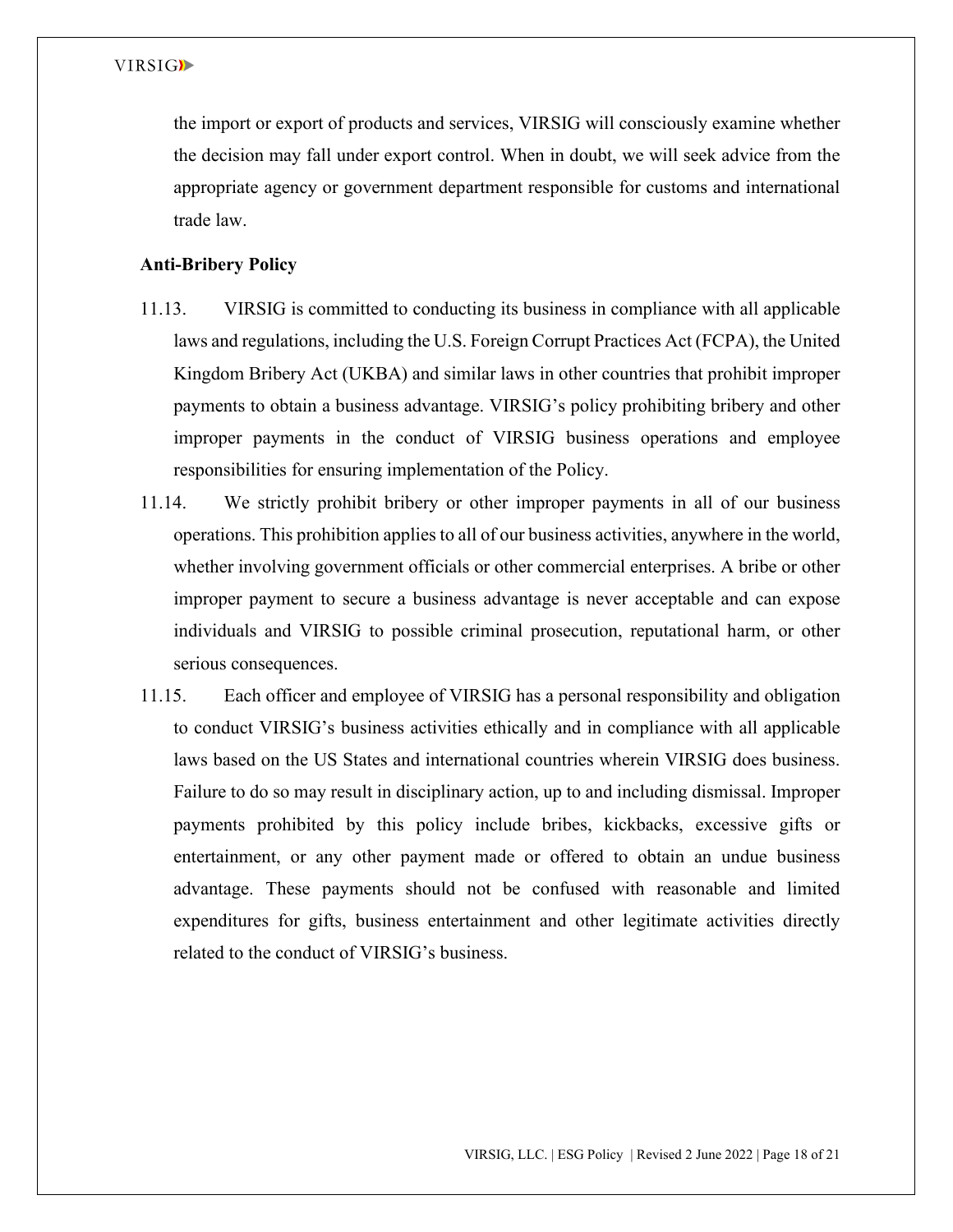the import or export of products and services, VIRSIG will consciously examine whether the decision may fall under export control. When in doubt, we will seek advice from the appropriate agency or government department responsible for customs and international trade law.

**Anti-Bribery Policy**

11.13. VIRSIG is committed to conducting its business in compliance with all applicable laws and regulations, including the U.S. Foreign Corrupt Practices Act (FCPA), the United Kingdom Bribery Act (UKBA) and similar laws in other countries that prohibit improper payments to obtain a business advantage. VIRSIG's policy prohibiting bribery and other improper payments in the conduct of VIRSIG business operations and employee responsibilities for ensuring implementation of the Policy.

11.14. We strictly prohibit bribery or other improper payments in all of our business operations. This prohibition applies to all of our business activities, anywhere in the world, whether involving government officials or other commercial enterprises. A bribe or other improper payment to secure a business advantage is never acceptable and can expose individuals and VIRSIG to possible criminal prosecution, reputational harm, or other serious consequences.

11.15. Each officer and employee of VIRSIG has a personal responsibility and obligation to conduct VIRSIG's business activities ethically and in compliance with all applicable laws based on the US States and international countries wherein VIRSIG does business. Failure to do so may result in disciplinary action, up to and including dismissal. Improper payments prohibited by this policy include bribes, kickbacks, excessive gifts or entertainment, or any other payment made or offered to obtain an undue business advantage. These payments should not be confused with reasonable and limited expenditures for gifts, business entertainment and other legitimate activities directly related to the conduct of VIRSIG's business.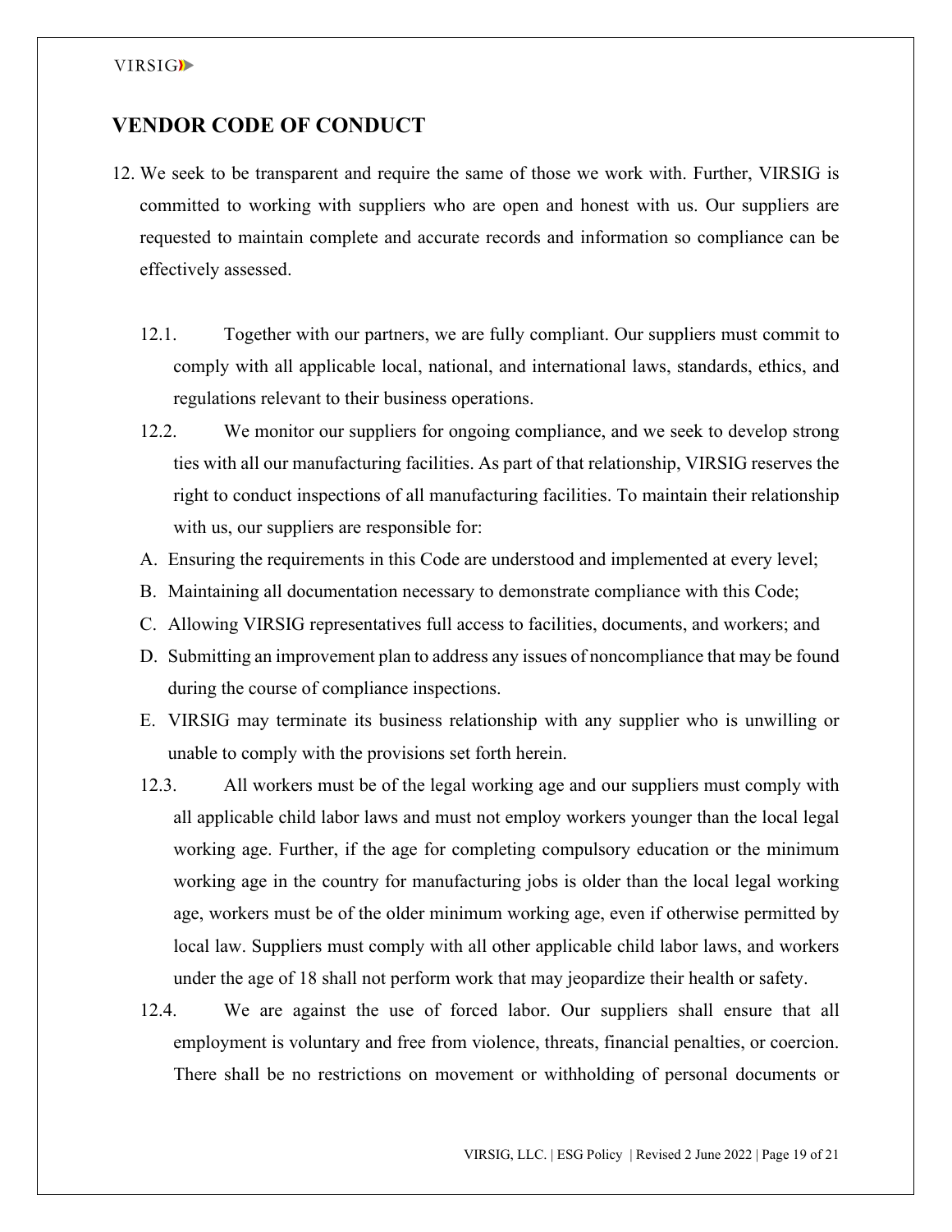## VENDOR CODE OF CONDUCT

12. We seek to be transparent and require the same of those we work with. Further, VIRSIG is committed to working with suppliers who are open and honest with us. Our suppliers are requested to maintain complete and accurate records and information so compliance can be effectively assessed.

    12.1. Together with our partners, we are fully compliant. Our suppliers must commit to comply with all applicable local, national, and international laws, standards, ethics, and regulations relevant to their business operations.

    12.2. We monitor our suppliers for ongoing compliance, and we seek to develop strong ties with all our manufacturing facilities. As part of that relationship, VIRSIG reserves the right to conduct inspections of all manufacturing facilities. To maintain their relationship with us, our suppliers are responsible for:

    A. Ensuring the requirements in this Code are understood and implemented at every level;
    B. Maintaining all documentation necessary to demonstrate compliance with this Code;
    C. Allowing VIRSIG representatives full access to facilities, documents, and workers; and
    D. Submitting an improvement plan to address any issues of noncompliance that may be found during the course of compliance inspections.
    E. VIRSIG may terminate its business relationship with any supplier who is unwilling or unable to comply with the provisions set forth herein.

    12.3. All workers must be of the legal working age and our suppliers must comply with all applicable child labor laws and must not employ workers younger than the local legal working age. Further, if the age for completing compulsory education or the minimum working age in the country for manufacturing jobs is older than the local legal working age, workers must be of the older minimum working age, even if otherwise permitted by local law. Suppliers must comply with all other applicable child labor laws, and workers under the age of 18 shall not perform work that may jeopardize their health or safety.

    12.4. We are against the use of forced labor. Our suppliers shall ensure that all employment is voluntary and free from violence, threats, financial penalties, or coercion. There shall be no restrictions on movement or withholding of personal documents or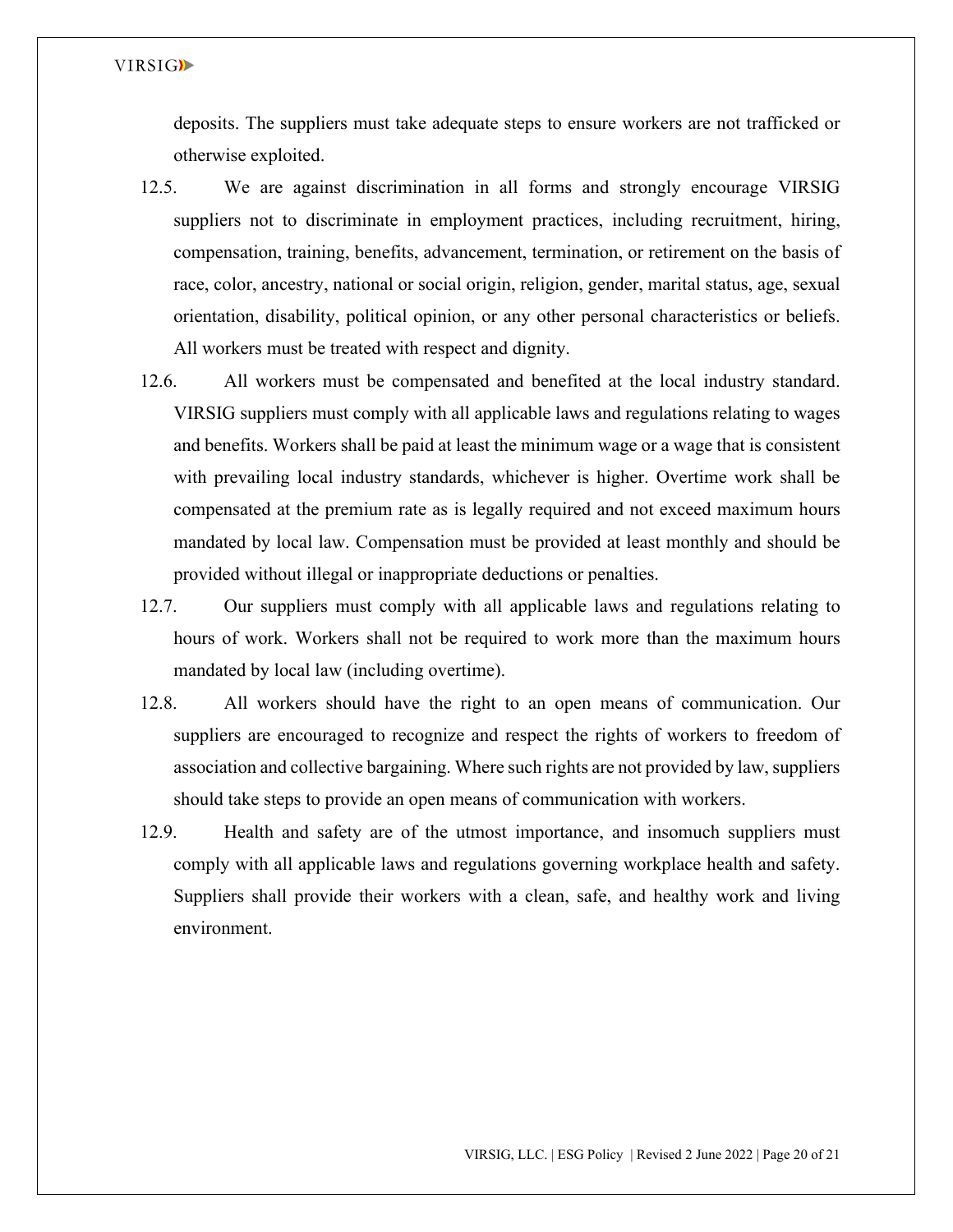deposits. The suppliers must take adequate steps to ensure workers are not trafficked or otherwise exploited.

12.5. We are against discrimination in all forms and strongly encourage VIRSIG suppliers not to discriminate in employment practices, including recruitment, hiring, compensation, training, benefits, advancement, termination, or retirement on the basis of race, color, ancestry, national or social origin, religion, gender, marital status, age, sexual orientation, disability, political opinion, or any other personal characteristics or beliefs. All workers must be treated with respect and dignity.

12.6. All workers must be compensated and benefited at the local industry standard. VIRSIG suppliers must comply with all applicable laws and regulations relating to wages and benefits. Workers shall be paid at least the minimum wage or a wage that is consistent with prevailing local industry standards, whichever is higher. Overtime work shall be compensated at the premium rate as is legally required and not exceed maximum hours mandated by local law. Compensation must be provided at least monthly and should be provided without illegal or inappropriate deductions or penalties.

12.7. Our suppliers must comply with all applicable laws and regulations relating to hours of work. Workers shall not be required to work more than the maximum hours mandated by local law (including overtime).

12.8. All workers should have the right to an open means of communication. Our suppliers are encouraged to recognize and respect the rights of workers to freedom of association and collective bargaining. Where such rights are not provided by law, suppliers should take steps to provide an open means of communication with workers.

12.9. Health and safety are of the utmost importance, and insomuch suppliers must comply with all applicable laws and regulations governing workplace health and safety. Suppliers shall provide their workers with a clean, safe, and healthy work and living environment.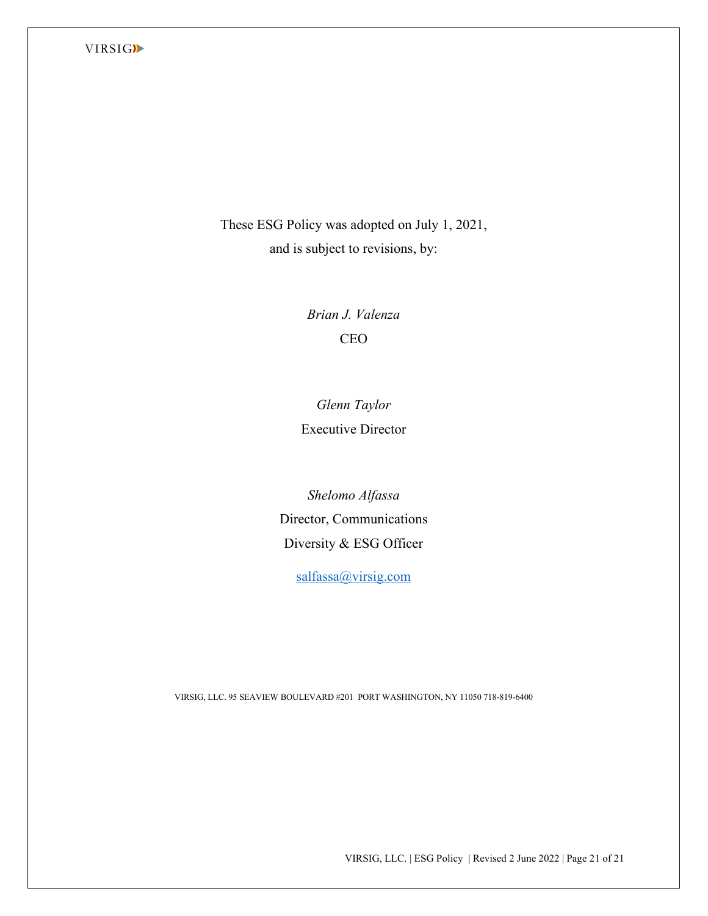These ESG Policy was adopted on July 1, 2021,
and is subject to revisions, by:

*Brian J. Valenza*
CEO

*Glenn Taylor*
Executive Director

*Shelomo Alfassa*
Director, Communications
Diversity & ESG Officer

salfassa@virsig.com

VIRSIG, LLC. 95 SEAVIEW BOULEVARD #201 PORT WASHINGTON, NY 11050 718-819-6400